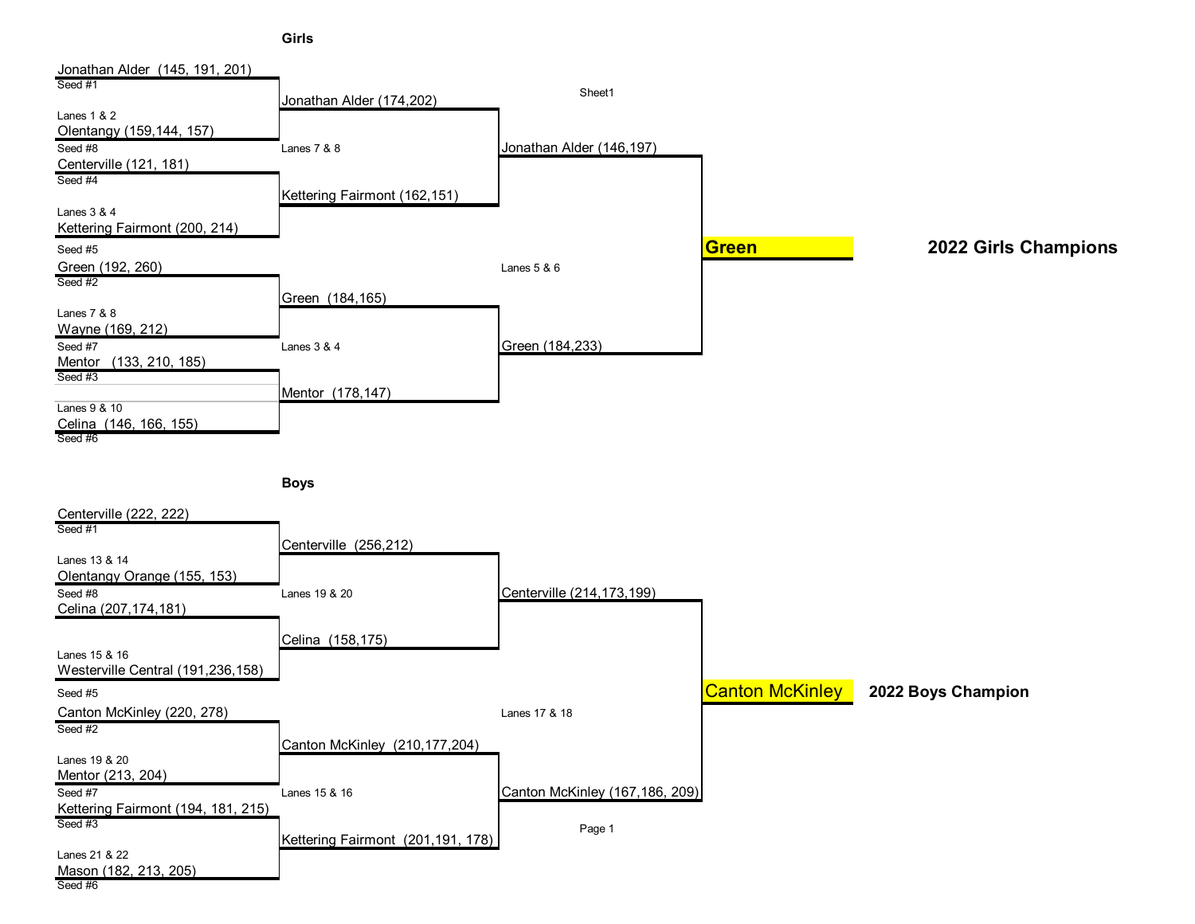## Girls

### First Round

| Seed | Team (Scores) | Lanes |
|---|---|---|
| Seed #1 | Jonathan Alder (145, 191, 201) | Lanes 1 & 2 |
| Seed #8 | Olentangy (159,144, 157) | Lanes 1 & 2 |
| Seed #4 | Centerville (121, 181) | Lanes 3 & 4 |
| Seed #5 | Kettering Fairmont (200, 214) | Lanes 3 & 4 |
| Seed #2 | Green (192, 260) | Lanes 7 & 8 |
| Seed #7 | Wayne (169, 212) | Lanes 7 & 8 |
| Seed #3 | Mentor (133, 210, 185) | Lanes 9 & 10 |
| Seed #6 | Celina (146, 166, 155) | Lanes 9 & 10 |

### Semifinals

| Team (Scores) | Lanes |
|---|---|
| Jonathan Alder (174,202) | Lanes 7 & 8 |
| Kettering Fairmont (162,151) | Lanes 7 & 8 |
| Green (184,165) | Lanes 3 & 4 |
| Mentor (178,147) | Lanes 3 & 4 |

### Final

| Team (Scores) | Lanes |
|---|---|
| Jonathan Alder (146,197) | Lanes 5 & 6 |
| Green (184,233) | Lanes 5 & 6 |

**Green** — **2022 Girls Champions**

## Boys

### First Round

| Seed | Team (Scores) | Lanes |
|---|---|---|
| Seed #1 | Centerville (222, 222) | Lanes 13 & 14 |
| Seed #8 | Olentangy Orange (155, 153) | Lanes 13 & 14 |
| | Celina (207,174,181) | Lanes 15 & 16 |
| Seed #5 | Westerville Central (191,236,158) | Lanes 15 & 16 |
| Seed #2 | Canton McKinley (220, 278) | Lanes 19 & 20 |
| Seed #7 | Mentor (213, 204) | Lanes 19 & 20 |
| Seed #3 | Kettering Fairmont (194, 181, 215) | Lanes 21 & 22 |
| Seed #6 | Mason (182, 213, 205) | Lanes 21 & 22 |

### Semifinals

| Team (Scores) | Lanes |
|---|---|
| Centerville (256,212) | Lanes 19 & 20 |
| Celina (158,175) | Lanes 19 & 20 |
| Canton McKinley (210,177,204) | Lanes 15 & 16 |
| Kettering Fairmont (201,191, 178) | Lanes 15 & 16 |

### Final

| Team (Scores) | Lanes |
|---|---|
| Centerville (214,173,199) | Lanes 17 & 18 |
| Canton McKinley (167,186, 209) | Lanes 17 & 18 |

**Canton McKinley** — **2022 Boys Champion**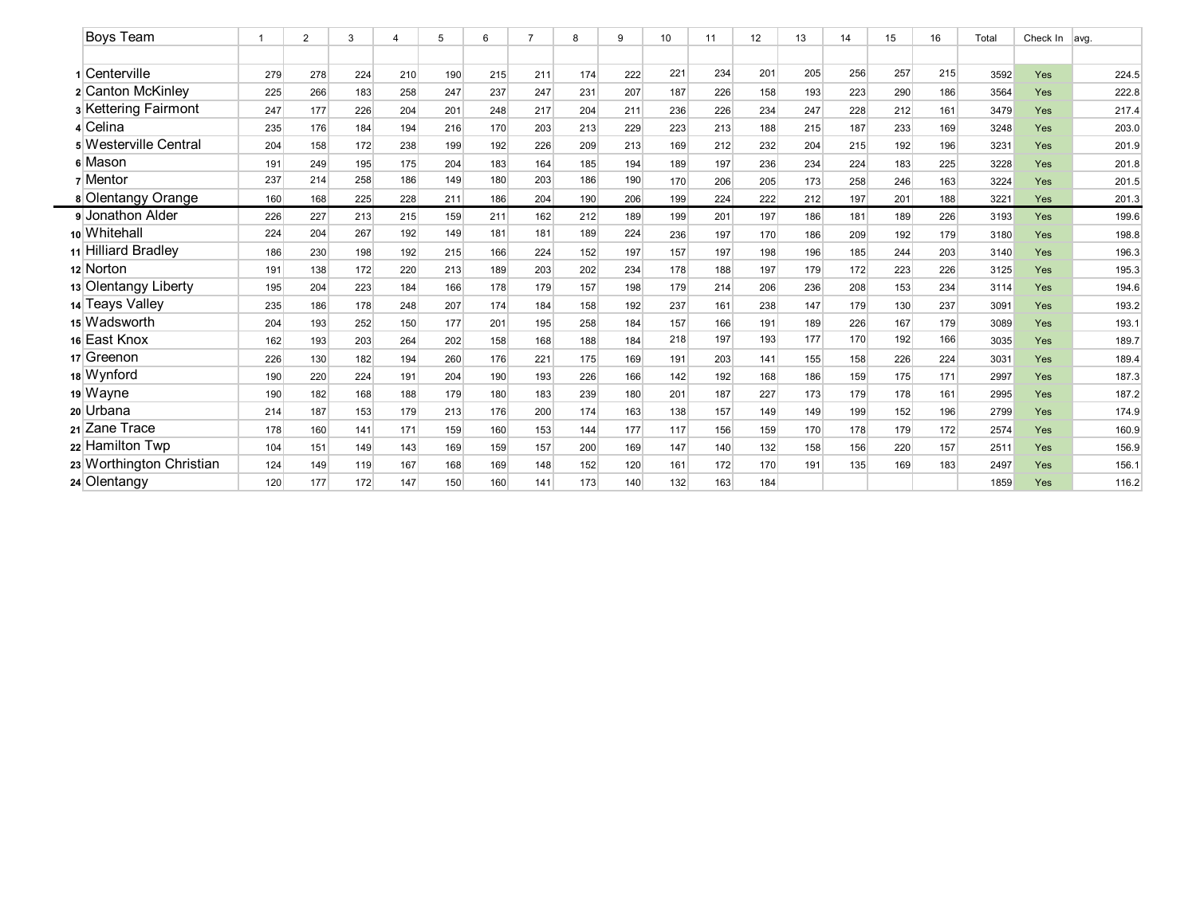| | Boys Team | 1 | 2 | 3 | 4 | 5 | 6 | 7 | 8 | 9 | 10 | 11 | 12 | 13 | 14 | 15 | 16 | Total | Check In | avg. |
|---|---|---|---|---|---|---|---|---|---|---|---|---|---|---|---|---|---|---|---|---|
| 1 | Centerville | 279 | 278 | 224 | 210 | 190 | 215 | 211 | 174 | 222 | 221 | 234 | 201 | 205 | 256 | 257 | 215 | 3592 | Yes | 224.5 |
| 2 | Canton McKinley | 225 | 266 | 183 | 258 | 247 | 237 | 247 | 231 | 207 | 187 | 226 | 158 | 193 | 223 | 290 | 186 | 3564 | Yes | 222.8 |
| 3 | Kettering Fairmont | 247 | 177 | 226 | 204 | 201 | 248 | 217 | 204 | 211 | 236 | 226 | 234 | 247 | 228 | 212 | 161 | 3479 | Yes | 217.4 |
| 4 | Celina | 235 | 176 | 184 | 194 | 216 | 170 | 203 | 213 | 229 | 223 | 213 | 188 | 215 | 187 | 233 | 169 | 3248 | Yes | 203.0 |
| 5 | Westerville Central | 204 | 158 | 172 | 238 | 199 | 192 | 226 | 209 | 213 | 169 | 212 | 232 | 204 | 215 | 192 | 196 | 3231 | Yes | 201.9 |
| 6 | Mason | 191 | 249 | 195 | 175 | 204 | 183 | 164 | 185 | 194 | 189 | 197 | 236 | 234 | 224 | 183 | 225 | 3228 | Yes | 201.8 |
| 7 | Mentor | 237 | 214 | 258 | 186 | 149 | 180 | 203 | 186 | 190 | 170 | 206 | 205 | 173 | 258 | 246 | 163 | 3224 | Yes | 201.5 |
| 8 | Olentangy Orange | 160 | 168 | 225 | 228 | 211 | 186 | 204 | 190 | 206 | 199 | 224 | 222 | 212 | 197 | 201 | 188 | 3221 | Yes | 201.3 |
| 9 | Jonathon Alder | 226 | 227 | 213 | 215 | 159 | 211 | 162 | 212 | 189 | 199 | 201 | 197 | 186 | 181 | 189 | 226 | 3193 | Yes | 199.6 |
| 10 | Whitehall | 224 | 204 | 267 | 192 | 149 | 181 | 181 | 189 | 224 | 236 | 197 | 170 | 186 | 209 | 192 | 179 | 3180 | Yes | 198.8 |
| 11 | Hilliard Bradley | 186 | 230 | 198 | 192 | 215 | 166 | 224 | 152 | 197 | 157 | 197 | 198 | 196 | 185 | 244 | 203 | 3140 | Yes | 196.3 |
| 12 | Norton | 191 | 138 | 172 | 220 | 213 | 189 | 203 | 202 | 234 | 178 | 188 | 197 | 179 | 172 | 223 | 226 | 3125 | Yes | 195.3 |
| 13 | Olentangy Liberty | 195 | 204 | 223 | 184 | 166 | 178 | 179 | 157 | 198 | 179 | 214 | 206 | 236 | 208 | 153 | 234 | 3114 | Yes | 194.6 |
| 14 | Teays Valley | 235 | 186 | 178 | 248 | 207 | 174 | 184 | 158 | 192 | 237 | 161 | 238 | 147 | 179 | 130 | 237 | 3091 | Yes | 193.2 |
| 15 | Wadsworth | 204 | 193 | 252 | 150 | 177 | 201 | 195 | 258 | 184 | 157 | 166 | 191 | 189 | 226 | 167 | 179 | 3089 | Yes | 193.1 |
| 16 | East Knox | 162 | 193 | 203 | 264 | 202 | 158 | 168 | 188 | 184 | 218 | 197 | 193 | 177 | 170 | 192 | 166 | 3035 | Yes | 189.7 |
| 17 | Greenon | 226 | 130 | 182 | 194 | 260 | 176 | 221 | 175 | 169 | 191 | 203 | 141 | 155 | 158 | 226 | 224 | 3031 | Yes | 189.4 |
| 18 | Wynford | 190 | 220 | 224 | 191 | 204 | 190 | 193 | 226 | 166 | 142 | 192 | 168 | 186 | 159 | 175 | 171 | 2997 | Yes | 187.3 |
| 19 | Wayne | 190 | 182 | 168 | 188 | 179 | 180 | 183 | 239 | 180 | 201 | 187 | 227 | 173 | 179 | 178 | 161 | 2995 | Yes | 187.2 |
| 20 | Urbana | 214 | 187 | 153 | 179 | 213 | 176 | 200 | 174 | 163 | 138 | 157 | 149 | 149 | 199 | 152 | 196 | 2799 | Yes | 174.9 |
| 21 | Zane Trace | 178 | 160 | 141 | 171 | 159 | 160 | 153 | 144 | 177 | 117 | 156 | 159 | 170 | 178 | 179 | 172 | 2574 | Yes | 160.9 |
| 22 | Hamilton Twp | 104 | 151 | 149 | 143 | 169 | 159 | 157 | 200 | 169 | 147 | 140 | 132 | 158 | 156 | 220 | 157 | 2511 | Yes | 156.9 |
| 23 | Worthington Christian | 124 | 149 | 119 | 167 | 168 | 169 | 148 | 152 | 120 | 161 | 172 | 170 | 191 | 135 | 169 | 183 | 2497 | Yes | 156.1 |
| 24 | Olentangy | 120 | 177 | 172 | 147 | 150 | 160 | 141 | 173 | 140 | 132 | 163 | 184 | | | | | 1859 | Yes | 116.2 |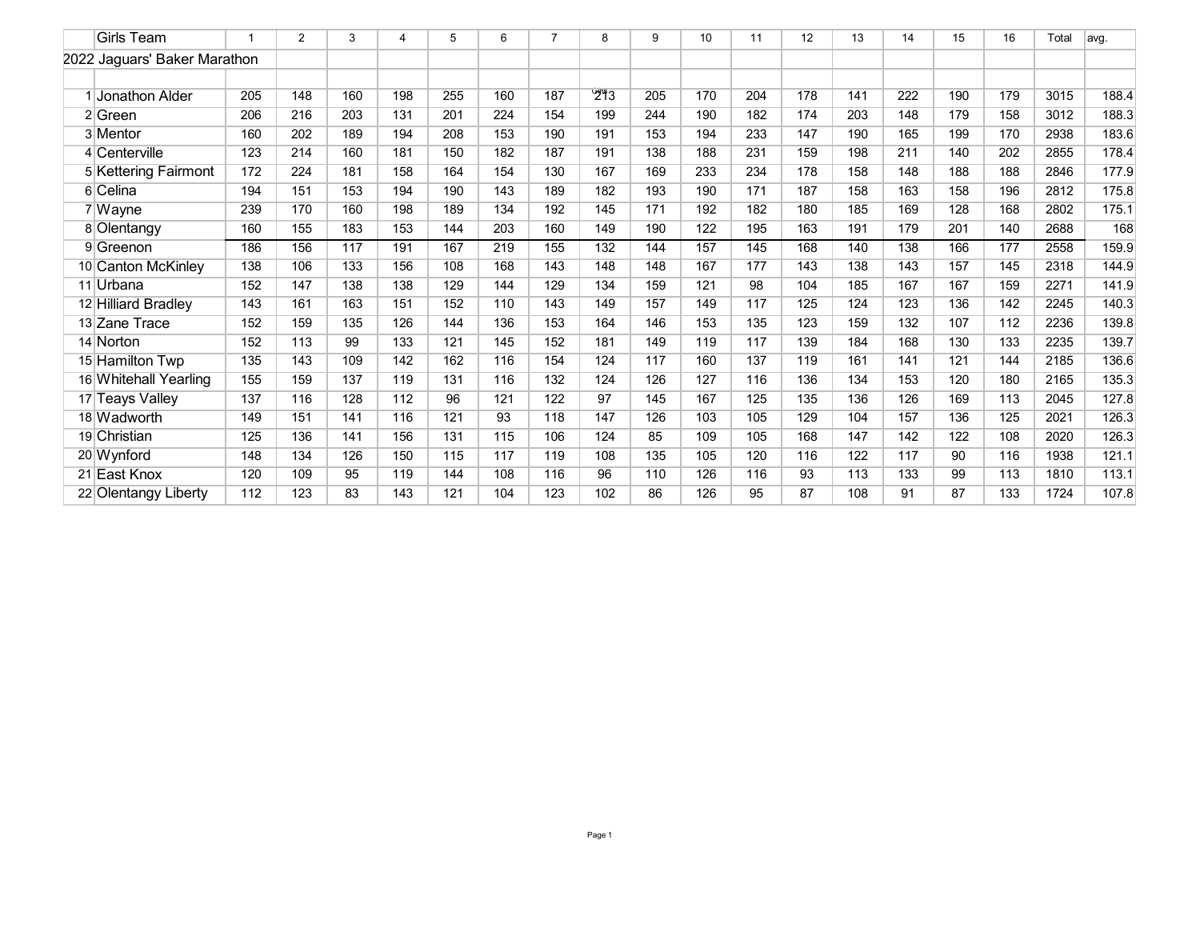| | Girls Team | 1 | 2 | 3 | 4 | 5 | 6 | 7 | 8 | 9 | 10 | 11 | 12 | 13 | 14 | 15 | 16 | Total | avg. |
|---|---|---|---|---|---|---|---|---|---|---|---|---|---|---|---|---|---|---|---|
| 2022 Jaguars' Baker Marathon | | | | | | | | | | | | | | | | | | | |
| | | | | | | | | | | | | | | | | | | | |
| 1 | Jonathon Alder | 205 | 148 | 160 | 198 | 255 | 160 | 187 | 213 | 205 | 170 | 204 | 178 | 141 | 222 | 190 | 179 | 3015 | 188.4 |
| 2 | Green | 206 | 216 | 203 | 131 | 201 | 224 | 154 | 199 | 244 | 190 | 182 | 174 | 203 | 148 | 179 | 158 | 3012 | 188.3 |
| 3 | Mentor | 160 | 202 | 189 | 194 | 208 | 153 | 190 | 191 | 153 | 194 | 233 | 147 | 190 | 165 | 199 | 170 | 2938 | 183.6 |
| 4 | Centerville | 123 | 214 | 160 | 181 | 150 | 182 | 187 | 191 | 138 | 188 | 231 | 159 | 198 | 211 | 140 | 202 | 2855 | 178.4 |
| 5 | Kettering Fairmont | 172 | 224 | 181 | 158 | 164 | 154 | 130 | 167 | 169 | 233 | 234 | 178 | 158 | 148 | 188 | 188 | 2846 | 177.9 |
| 6 | Celina | 194 | 151 | 153 | 194 | 190 | 143 | 189 | 182 | 193 | 190 | 171 | 187 | 158 | 163 | 158 | 196 | 2812 | 175.8 |
| 7 | Wayne | 239 | 170 | 160 | 198 | 189 | 134 | 192 | 145 | 171 | 192 | 182 | 180 | 185 | 169 | 128 | 168 | 2802 | 175.1 |
| 8 | Olentangy | 160 | 155 | 183 | 153 | 144 | 203 | 160 | 149 | 190 | 122 | 195 | 163 | 191 | 179 | 201 | 140 | 2688 | 168 |
| 9 | Greenon | 186 | 156 | 117 | 191 | 167 | 219 | 155 | 132 | 144 | 157 | 145 | 168 | 140 | 138 | 166 | 177 | 2558 | 159.9 |
| 10 | Canton McKinley | 138 | 106 | 133 | 156 | 108 | 168 | 143 | 148 | 148 | 167 | 177 | 143 | 138 | 143 | 157 | 145 | 2318 | 144.9 |
| 11 | Urbana | 152 | 147 | 138 | 138 | 129 | 144 | 129 | 134 | 159 | 121 | 98 | 104 | 185 | 167 | 167 | 159 | 2271 | 141.9 |
| 12 | Hilliard Bradley | 143 | 161 | 163 | 151 | 152 | 110 | 143 | 149 | 157 | 149 | 117 | 125 | 124 | 123 | 136 | 142 | 2245 | 140.3 |
| 13 | Zane Trace | 152 | 159 | 135 | 126 | 144 | 136 | 153 | 164 | 146 | 153 | 135 | 123 | 159 | 132 | 107 | 112 | 2236 | 139.8 |
| 14 | Norton | 152 | 113 | 99 | 133 | 121 | 145 | 152 | 181 | 149 | 119 | 117 | 139 | 184 | 168 | 130 | 133 | 2235 | 139.7 |
| 15 | Hamilton Twp | 135 | 143 | 109 | 142 | 162 | 116 | 154 | 124 | 117 | 160 | 137 | 119 | 161 | 141 | 121 | 144 | 2185 | 136.6 |
| 16 | Whitehall Yearling | 155 | 159 | 137 | 119 | 131 | 116 | 132 | 124 | 126 | 127 | 116 | 136 | 134 | 153 | 120 | 180 | 2165 | 135.3 |
| 17 | Teays Valley | 137 | 116 | 128 | 112 | 96 | 121 | 122 | 97 | 145 | 167 | 125 | 135 | 136 | 126 | 169 | 113 | 2045 | 127.8 |
| 18 | Wadworth | 149 | 151 | 141 | 116 | 121 | 93 | 118 | 147 | 126 | 103 | 105 | 129 | 104 | 157 | 136 | 125 | 2021 | 126.3 |
| 19 | Christian | 125 | 136 | 141 | 156 | 131 | 115 | 106 | 124 | 85 | 109 | 105 | 168 | 147 | 142 | 122 | 108 | 2020 | 126.3 |
| 20 | Wynford | 148 | 134 | 126 | 150 | 115 | 117 | 119 | 108 | 135 | 105 | 120 | 116 | 122 | 117 | 90 | 116 | 1938 | 121.1 |
| 21 | East Knox | 120 | 109 | 95 | 119 | 144 | 108 | 116 | 96 | 110 | 126 | 116 | 93 | 113 | 133 | 99 | 113 | 1810 | 113.1 |
| 22 | Olentangy Liberty | 112 | 123 | 83 | 143 | 121 | 104 | 123 | 102 | 86 | 126 | 95 | 87 | 108 | 91 | 87 | 133 | 1724 | 107.8 |